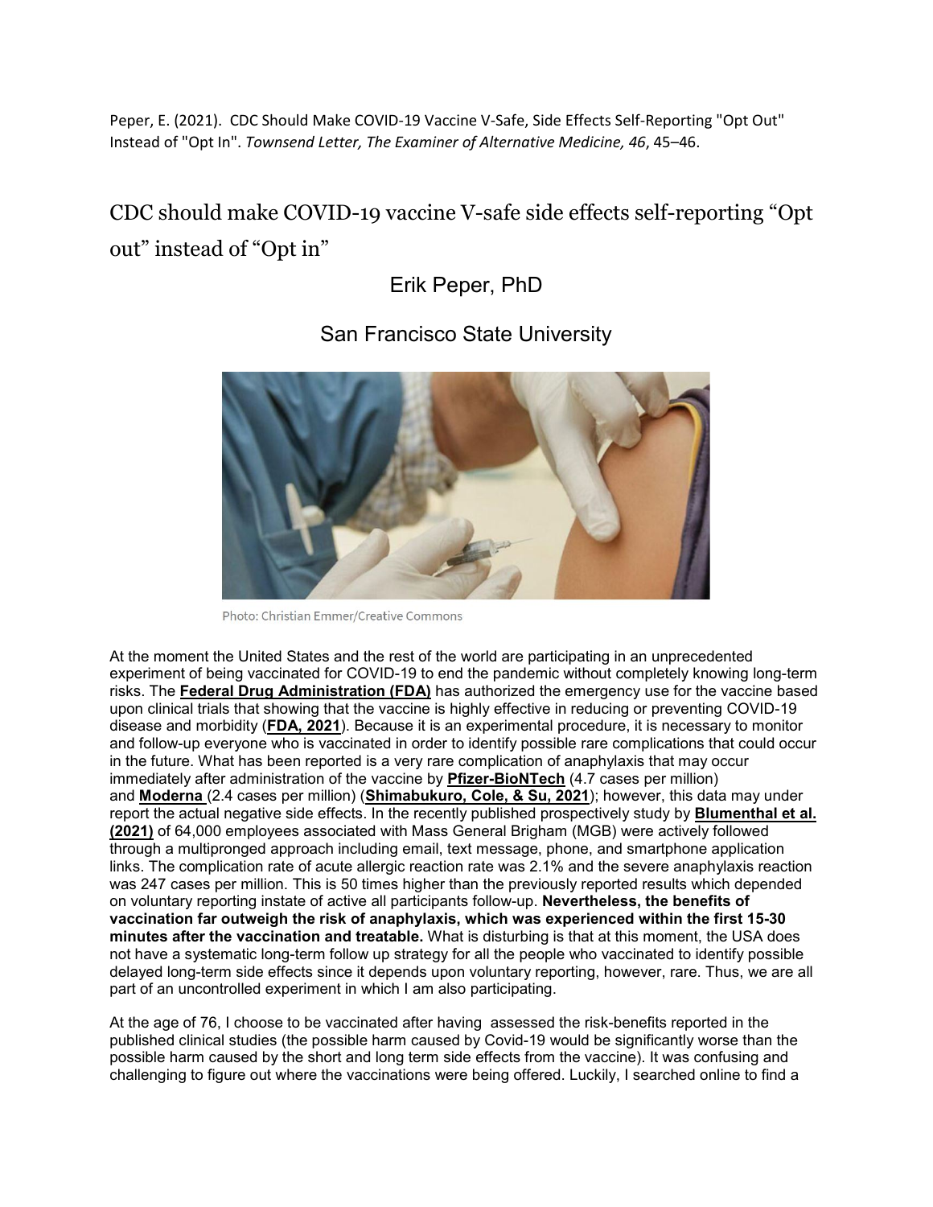Peper, E. (2021). CDC Should Make COVID-19 Vaccine V-Safe, Side Effects Self-Reporting "Opt Out" Instead of "Opt In". *Townsend Letter, The Examiner of Alternative Medicine, 46*, 45–46.

# CDC should make COVID-19 vaccine V-safe side effects self-reporting "Opt out" instead of "Opt in"

Erik Peper, PhD

San Francisco State University

Photo: Christian Emmer/Creative Commons

At the moment the United States and the rest of the world are participating in an unprecedented experiment of being vaccinated for COVID-19 to end the pandemic without completely knowing long-term risks. The **Federal Drug Administration (FDA)** has authorized the emergency use for the vaccine based upon clinical trials that showing that the vaccine is highly effective in reducing or preventing COVID-19 disease and morbidity (**FDA, 2021**). Because it is an experimental procedure, it is necessary to monitor and follow-up everyone who is vaccinated in order to identify possible rare complications that could occur in the future. What has been reported is a very rare complication of anaphylaxis that may occur immediately after administration of the vaccine by **Pfizer-BioNTech** (4.7 cases per million) and **Moderna** (2.4 cases per million) (**Shimabukuro, Cole, & Su, 2021**); however, this data may under report the actual negative side effects. In the recently published prospectively study by **Blumenthal et al. (2021)** of 64,000 employees associated with Mass General Brigham (MGB) were actively followed through a multipronged approach including email, text message, phone, and smartphone application links. The complication rate of acute allergic reaction rate was 2.1% and the severe anaphylaxis reaction was 247 cases per million. This is 50 times higher than the previously reported results which depended on voluntary reporting instate of active all participants follow-up. **Nevertheless, the benefits of vaccination far outweigh the risk of anaphylaxis, which was experienced within the first 15-30 minutes after the vaccination and treatable.** What is disturbing is that at this moment, the USA does not have a systematic long-term follow up strategy for all the people who vaccinated to identify possible delayed long-term side effects since it depends upon voluntary reporting, however, rare. Thus, we are all part of an uncontrolled experiment in which I am also participating.

At the age of 76, I choose to be vaccinated after having assessed the risk-benefits reported in the published clinical studies (the possible harm caused by Covid-19 would be significantly worse than the possible harm caused by the short and long term side effects from the vaccine). It was confusing and challenging to figure out where the vaccinations were being offered. Luckily, I searched online to find a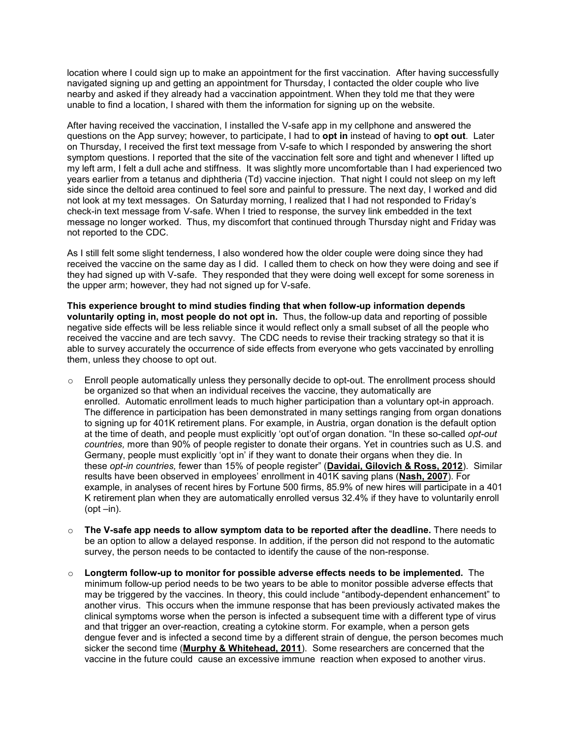location where I could sign up to make an appointment for the first vaccination. After having successfully navigated signing up and getting an appointment for Thursday, I contacted the older couple who live nearby and asked if they already had a vaccination appointment. When they told me that they were unable to find a location, I shared with them the information for signing up on the website.

After having received the vaccination, I installed the V-safe app in my cellphone and answered the questions on the App survey; however, to participate, I had to **opt in** instead of having to **opt out**. Later on Thursday, I received the first text message from V-safe to which I responded by answering the short symptom questions. I reported that the site of the vaccination felt sore and tight and whenever I lifted up my left arm, I felt a dull ache and stiffness. It was slightly more uncomfortable than I had experienced two years earlier from a tetanus and diphtheria (Td) vaccine injection. That night I could not sleep on my left side since the deltoid area continued to feel sore and painful to pressure. The next day, I worked and did not look at my text messages. On Saturday morning, I realized that I had not responded to Friday's check-in text message from V-safe. When I tried to response, the survey link embedded in the text message no longer worked. Thus, my discomfort that continued through Thursday night and Friday was not reported to the CDC.

As I still felt some slight tenderness, I also wondered how the older couple were doing since they had received the vaccine on the same day as I did. I called them to check on how they were doing and see if they had signed up with V-safe. They responded that they were doing well except for some soreness in the upper arm; however, they had not signed up for V-safe.

**This experience brought to mind studies finding that when follow-up information depends voluntarily opting in, most people do not opt in.** Thus, the follow-up data and reporting of possible negative side effects will be less reliable since it would reflect only a small subset of all the people who received the vaccine and are tech savvy. The CDC needs to revise their tracking strategy so that it is able to survey accurately the occurrence of side effects from everyone who gets vaccinated by enrolling them, unless they choose to opt out.

- Enroll people automatically unless they personally decide to opt-out. The enrollment process should be organized so that when an individual receives the vaccine, they automatically are enrolled. Automatic enrollment leads to much higher participation than a voluntary opt-in approach. The difference in participation has been demonstrated in many settings ranging from organ donations to signing up for 401K retirement plans. For example, in Austria, organ donation is the default option at the time of death, and people must explicitly 'opt out'of organ donation. "In these so-called *opt-out countries,* more than 90% of people register to donate their organs. Yet in countries such as U.S. and Germany, people must explicitly 'opt in' if they want to donate their organs when they die. In these *opt-in countries,* fewer than 15% of people register" (**Davidai, Gilovich & Ross, 2012**). Similar results have been observed in employees' enrollment in 401K saving plans (**Nash, 2007**). For example, in analyses of recent hires by Fortune 500 firms, 85.9% of new hires will participate in a 401 K retirement plan when they are automatically enrolled versus 32.4% if they have to voluntarily enroll (opt –in).

- **The V-safe app needs to allow symptom data to be reported after the deadline.** There needs to be an option to allow a delayed response. In addition, if the person did not respond to the automatic survey, the person needs to be contacted to identify the cause of the non-response.

- **Longterm follow-up to monitor for possible adverse effects needs to be implemented.** The minimum follow-up period needs to be two years to be able to monitor possible adverse effects that may be triggered by the vaccines. In theory, this could include "antibody-dependent enhancement" to another virus. This occurs when the immune response that has been previously activated makes the clinical symptoms worse when the person is infected a subsequent time with a different type of virus and that trigger an over-reaction, creating a cytokine storm. For example, when a person gets dengue fever and is infected a second time by a different strain of dengue, the person becomes much sicker the second time (**Murphy & Whitehead, 2011**). Some researchers are concerned that the vaccine in the future could cause an excessive immune reaction when exposed to another virus.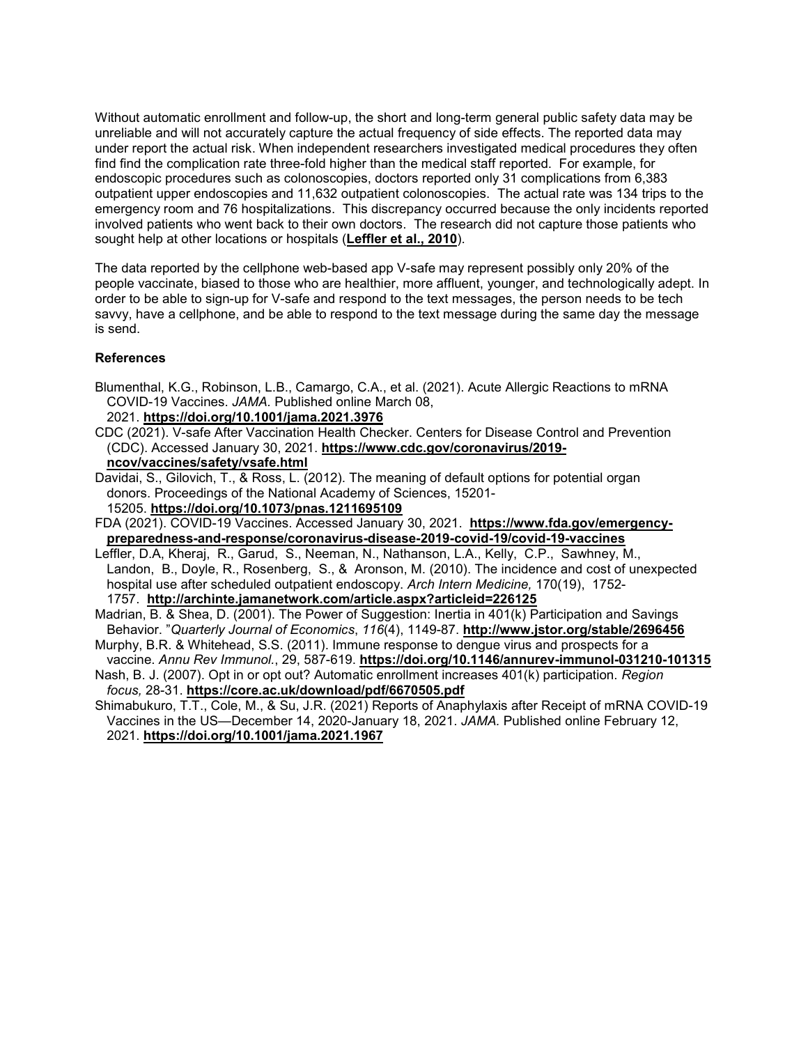Without automatic enrollment and follow-up, the short and long-term general public safety data may be unreliable and will not accurately capture the actual frequency of side effects. The reported data may under report the actual risk. When independent researchers investigated medical procedures they often find find the complication rate three-fold higher than the medical staff reported. For example, for endoscopic procedures such as colonoscopies, doctors reported only 31 complications from 6,383 outpatient upper endoscopies and 11,632 outpatient colonoscopies. The actual rate was 134 trips to the emergency room and 76 hospitalizations. This discrepancy occurred because the only incidents reported involved patients who went back to their own doctors. The research did not capture those patients who sought help at other locations or hospitals (**Leffler et al., 2010**).

The data reported by the cellphone web-based app V-safe may represent possibly only 20% of the people vaccinate, biased to those who are healthier, more affluent, younger, and technologically adept. In order to be able to sign-up for V-safe and respond to the text messages, the person needs to be tech savvy, have a cellphone, and be able to respond to the text message during the same day the message is send.

### References

Blumenthal, K.G., Robinson, L.B., Camargo, C.A., et al. (2021). Acute Allergic Reactions to mRNA COVID-19 Vaccines. *JAMA.* Published online March 08, 2021. **https://doi.org/10.1001/jama.2021.3976**

CDC (2021). V-safe After Vaccination Health Checker. Centers for Disease Control and Prevention (CDC). Accessed January 30, 2021. **https://www.cdc.gov/coronavirus/2019-ncov/vaccines/safety/vsafe.html**

Davidai, S., Gilovich, T., & Ross, L. (2012). The meaning of default options for potential organ donors. Proceedings of the National Academy of Sciences, 15201-15205. **https://doi.org/10.1073/pnas.1211695109**

FDA (2021). COVID-19 Vaccines. Accessed January 30, 2021. **https://www.fda.gov/emergency-preparedness-and-response/coronavirus-disease-2019-covid-19/covid-19-vaccines**

Leffler, D.A, Kheraj, R., Garud, S., Neeman, N., Nathanson, L.A., Kelly, C.P., Sawhney, M., Landon, B., Doyle, R., Rosenberg, S., & Aronson, M. (2010). The incidence and cost of unexpected hospital use after scheduled outpatient endoscopy. *Arch Intern Medicine,* 170(19), 1752-1757. **http://archinte.jamanetwork.com/article.aspx?articleid=226125**

Madrian, B. & Shea, D. (2001). The Power of Suggestion: Inertia in 401(k) Participation and Savings Behavior. "*Quarterly Journal of Economics*, *116*(4), 1149-87. **http://www.jstor.org/stable/2696456**

Murphy, B.R. & Whitehead, S.S. (2011). Immune response to dengue virus and prospects for a vaccine. *Annu Rev Immunol.*, 29, 587-619. **https://doi.org/10.1146/annurev-immunol-031210-101315**

Nash, B. J. (2007). Opt in or opt out? Automatic enrollment increases 401(k) participation. *Region focus,* 28-31. **https://core.ac.uk/download/pdf/6670505.pdf**

Shimabukuro, T.T., Cole, M., & Su, J.R. (2021) Reports of Anaphylaxis after Receipt of mRNA COVID-19 Vaccines in the US—December 14, 2020-January 18, 2021. *JAMA.* Published online February 12, 2021. **https://doi.org/10.1001/jama.2021.1967**